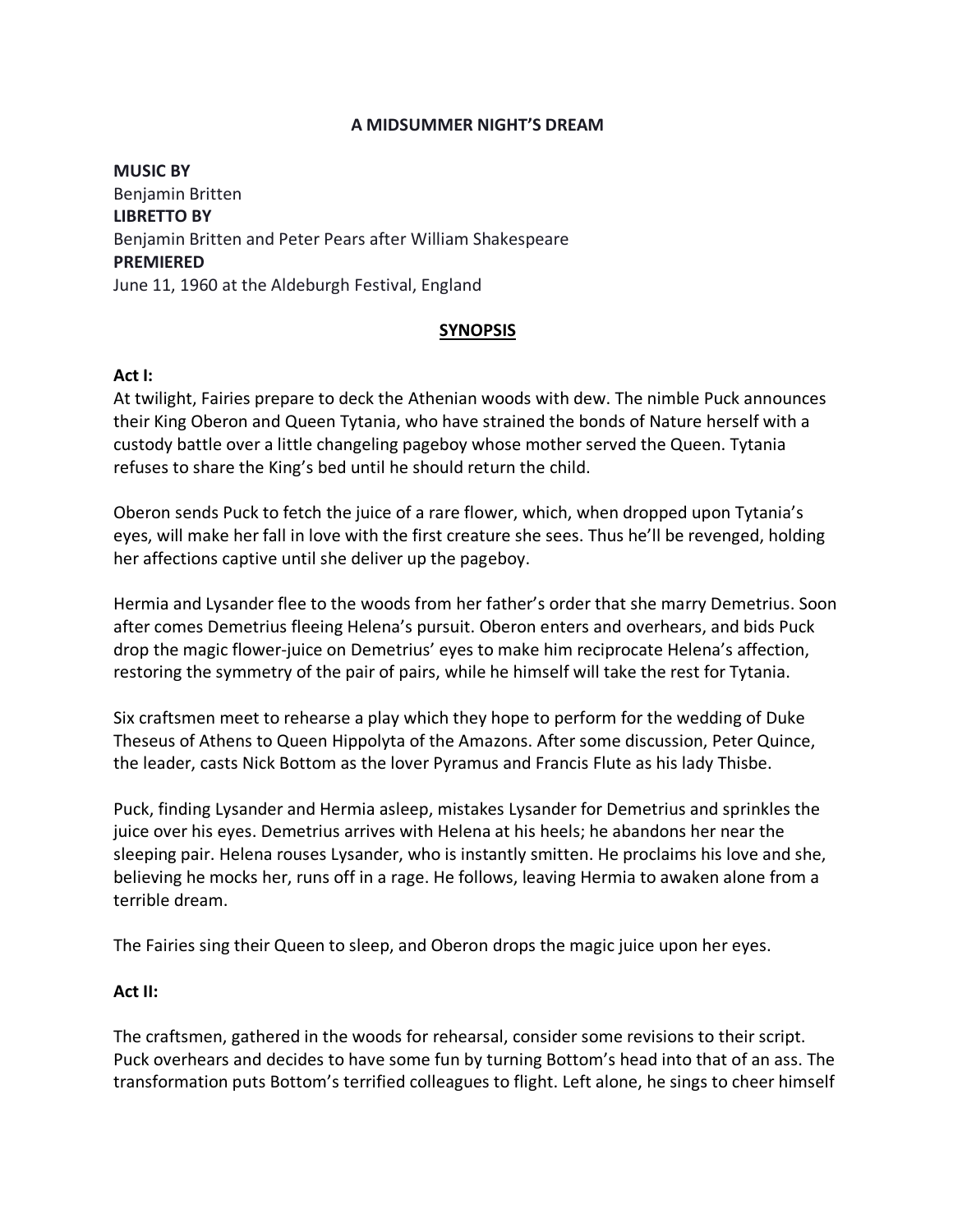# A MIDSUMMER NIGHT'S DREAM

**MUSIC BY**
Benjamin Britten
**LIBRETTO BY**
Benjamin Britten and Peter Pears after William Shakespeare
**PREMIERED**
June 11, 1960 at the Aldeburgh Festival, England

## SYNOPSIS

### Act I:

At twilight, Fairies prepare to deck the Athenian woods with dew. The nimble Puck announces their King Oberon and Queen Tytania, who have strained the bonds of Nature herself with a custody battle over a little changeling pageboy whose mother served the Queen. Tytania refuses to share the King's bed until he should return the child.

Oberon sends Puck to fetch the juice of a rare flower, which, when dropped upon Tytania's eyes, will make her fall in love with the first creature she sees. Thus he'll be revenged, holding her affections captive until she deliver up the pageboy.

Hermia and Lysander flee to the woods from her father's order that she marry Demetrius. Soon after comes Demetrius fleeing Helena's pursuit. Oberon enters and overhears, and bids Puck drop the magic flower-juice on Demetrius' eyes to make him reciprocate Helena's affection, restoring the symmetry of the pair of pairs, while he himself will take the rest for Tytania.

Six craftsmen meet to rehearse a play which they hope to perform for the wedding of Duke Theseus of Athens to Queen Hippolyta of the Amazons. After some discussion, Peter Quince, the leader, casts Nick Bottom as the lover Pyramus and Francis Flute as his lady Thisbe.

Puck, finding Lysander and Hermia asleep, mistakes Lysander for Demetrius and sprinkles the juice over his eyes. Demetrius arrives with Helena at his heels; he abandons her near the sleeping pair. Helena rouses Lysander, who is instantly smitten. He proclaims his love and she, believing he mocks her, runs off in a rage. He follows, leaving Hermia to awaken alone from a terrible dream.

The Fairies sing their Queen to sleep, and Oberon drops the magic juice upon her eyes.

### Act II:

The craftsmen, gathered in the woods for rehearsal, consider some revisions to their script. Puck overhears and decides to have some fun by turning Bottom's head into that of an ass. The transformation puts Bottom's terrified colleagues to flight. Left alone, he sings to cheer himself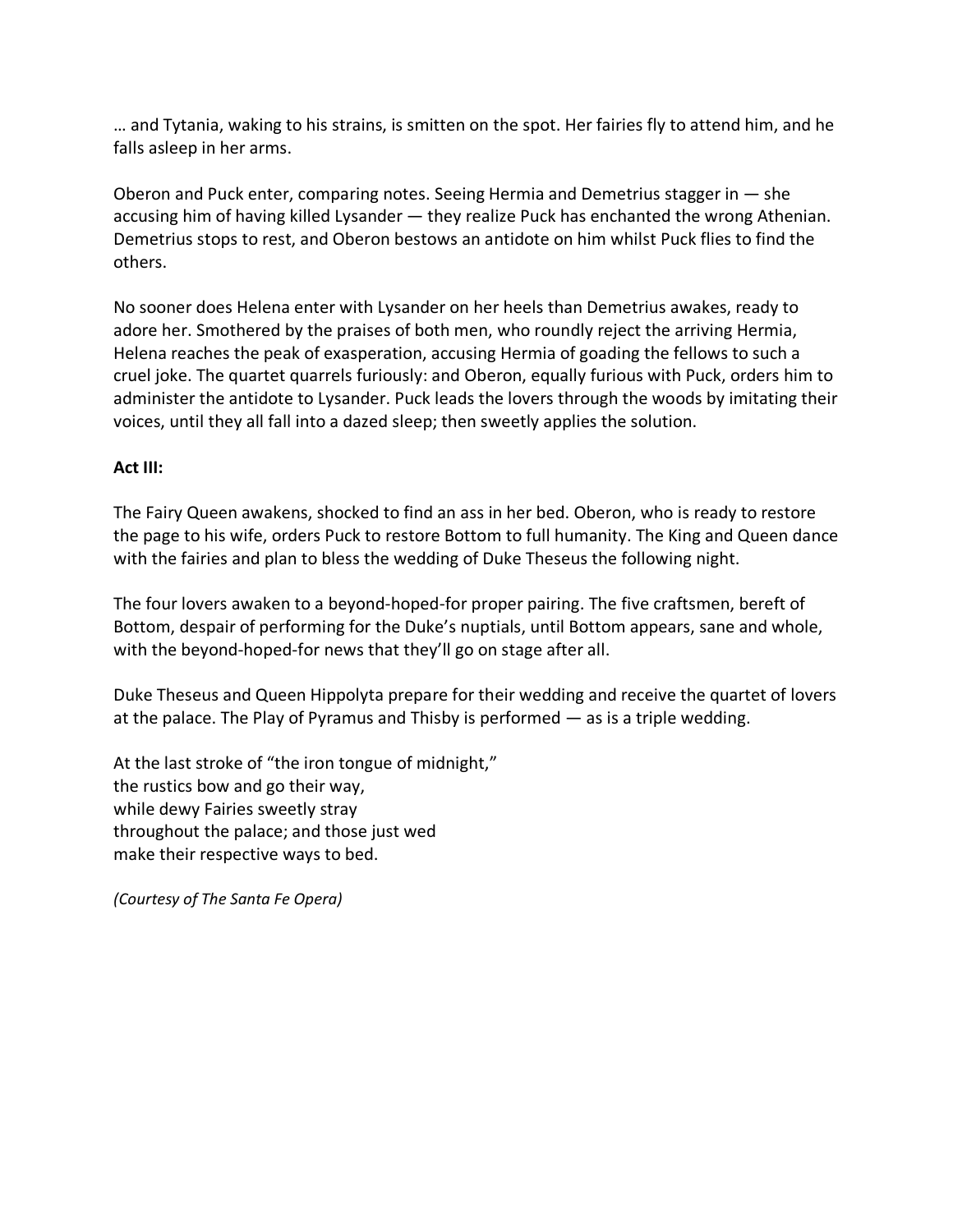… and Tytania, waking to his strains, is smitten on the spot. Her fairies fly to attend him, and he falls asleep in her arms.

Oberon and Puck enter, comparing notes. Seeing Hermia and Demetrius stagger in — she accusing him of having killed Lysander — they realize Puck has enchanted the wrong Athenian. Demetrius stops to rest, and Oberon bestows an antidote on him whilst Puck flies to find the others.

No sooner does Helena enter with Lysander on her heels than Demetrius awakes, ready to adore her. Smothered by the praises of both men, who roundly reject the arriving Hermia, Helena reaches the peak of exasperation, accusing Hermia of goading the fellows to such a cruel joke. The quartet quarrels furiously: and Oberon, equally furious with Puck, orders him to administer the antidote to Lysander. Puck leads the lovers through the woods by imitating their voices, until they all fall into a dazed sleep; then sweetly applies the solution.

**Act III:**

The Fairy Queen awakens, shocked to find an ass in her bed. Oberon, who is ready to restore the page to his wife, orders Puck to restore Bottom to full humanity. The King and Queen dance with the fairies and plan to bless the wedding of Duke Theseus the following night.

The four lovers awaken to a beyond-hoped-for proper pairing. The five craftsmen, bereft of Bottom, despair of performing for the Duke's nuptials, until Bottom appears, sane and whole, with the beyond-hoped-for news that they'll go on stage after all.

Duke Theseus and Queen Hippolyta prepare for their wedding and receive the quartet of lovers at the palace. The Play of Pyramus and Thisby is performed — as is a triple wedding.

At the last stroke of "the iron tongue of midnight,"
the rustics bow and go their way,
while dewy Fairies sweetly stray
throughout the palace; and those just wed
make their respective ways to bed.

*(Courtesy of The Santa Fe Opera)*